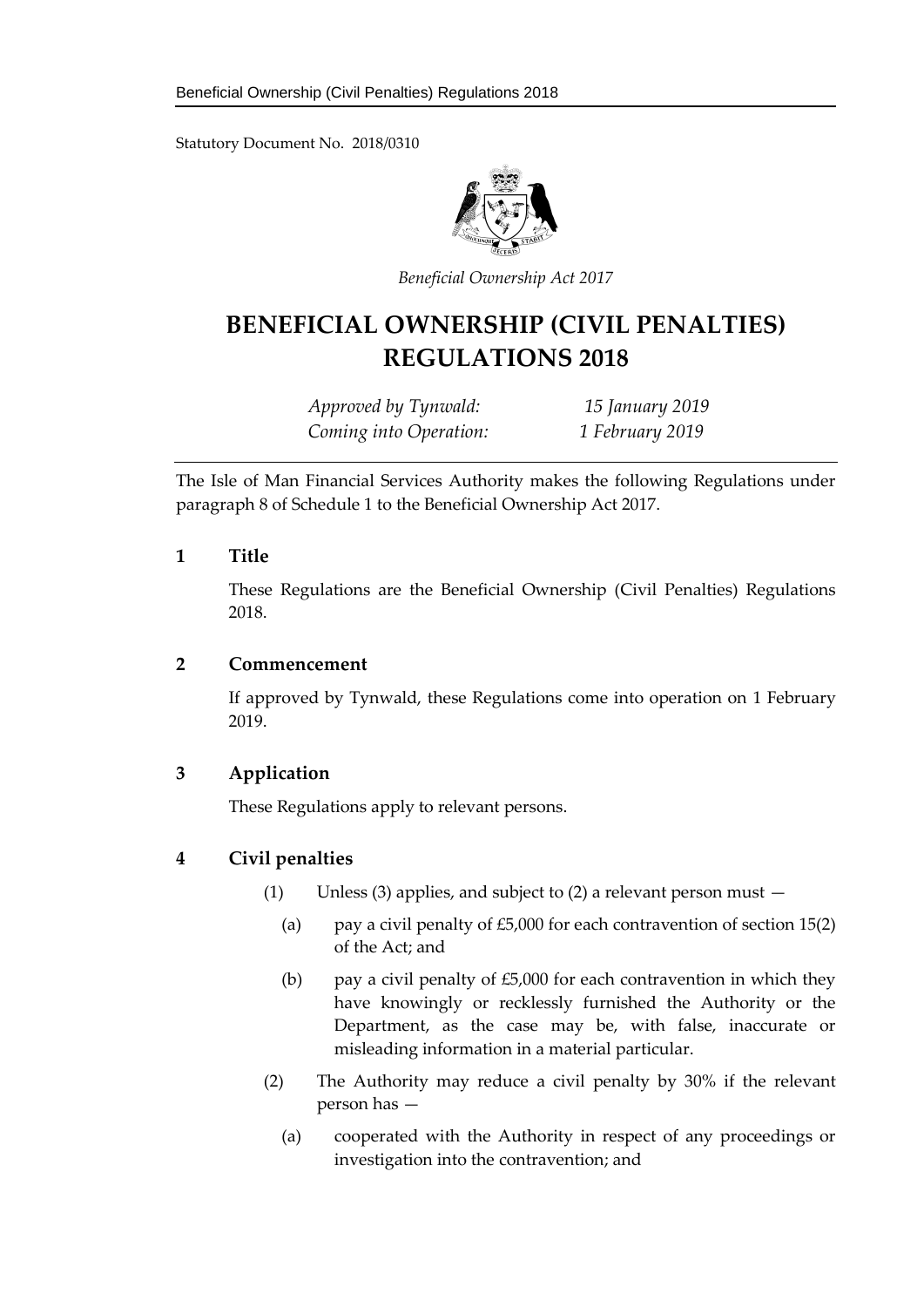Statutory Document No. 2018/0310

*Beneficial Ownership Act 2017*

# BENEFICIAL OWNERSHIP (CIVIL PENALTIES) REGULATIONS 2018

| | |
|---|---|
| *Approved by Tynwald:* | *15 January 2019* |
| *Coming into Operation:* | *1 February 2019* |

The Isle of Man Financial Services Authority makes the following Regulations under paragraph 8 of Schedule 1 to the Beneficial Ownership Act 2017.

## 1 Title

These Regulations are the Beneficial Ownership (Civil Penalties) Regulations 2018.

## 2 Commencement

If approved by Tynwald, these Regulations come into operation on 1 February 2019.

## 3 Application

These Regulations apply to relevant persons.

## 4 Civil penalties

(1) Unless (3) applies, and subject to (2) a relevant person must —

(a) pay a civil penalty of £5,000 for each contravention of section 15(2) of the Act; and

(b) pay a civil penalty of £5,000 for each contravention in which they have knowingly or recklessly furnished the Authority or the Department, as the case may be, with false, inaccurate or misleading information in a material particular.

(2) The Authority may reduce a civil penalty by 30% if the relevant person has —

(a) cooperated with the Authority in respect of any proceedings or investigation into the contravention; and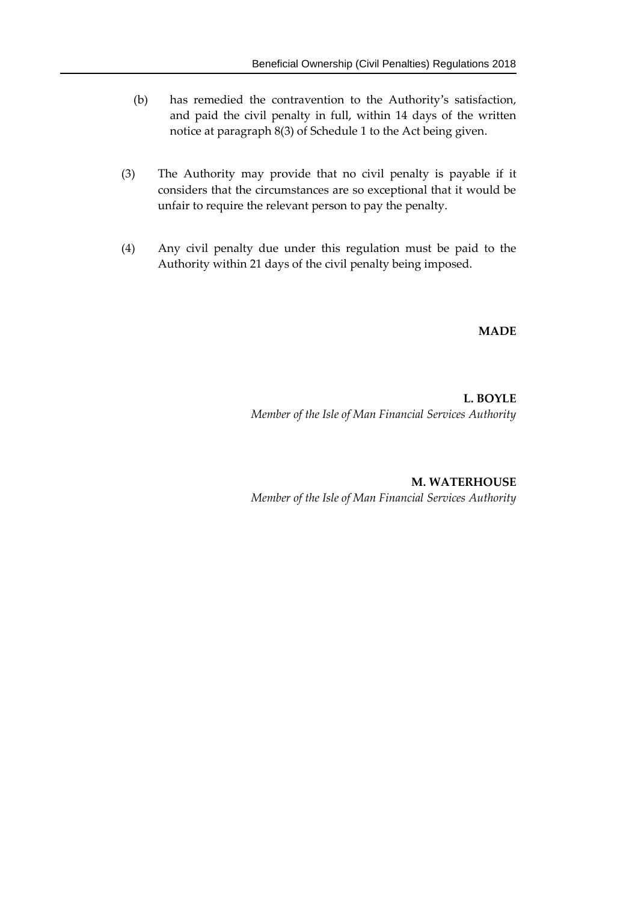(b) has remedied the contravention to the Authority's satisfaction, and paid the civil penalty in full, within 14 days of the written notice at paragraph 8(3) of Schedule 1 to the Act being given.

(3) The Authority may provide that no civil penalty is payable if it considers that the circumstances are so exceptional that it would be unfair to require the relevant person to pay the penalty.

(4) Any civil penalty due under this regulation must be paid to the Authority within 21 days of the civil penalty being imposed.

**MADE**

**L. BOYLE**
*Member of the Isle of Man Financial Services Authority*

**M. WATERHOUSE**
*Member of the Isle of Man Financial Services Authority*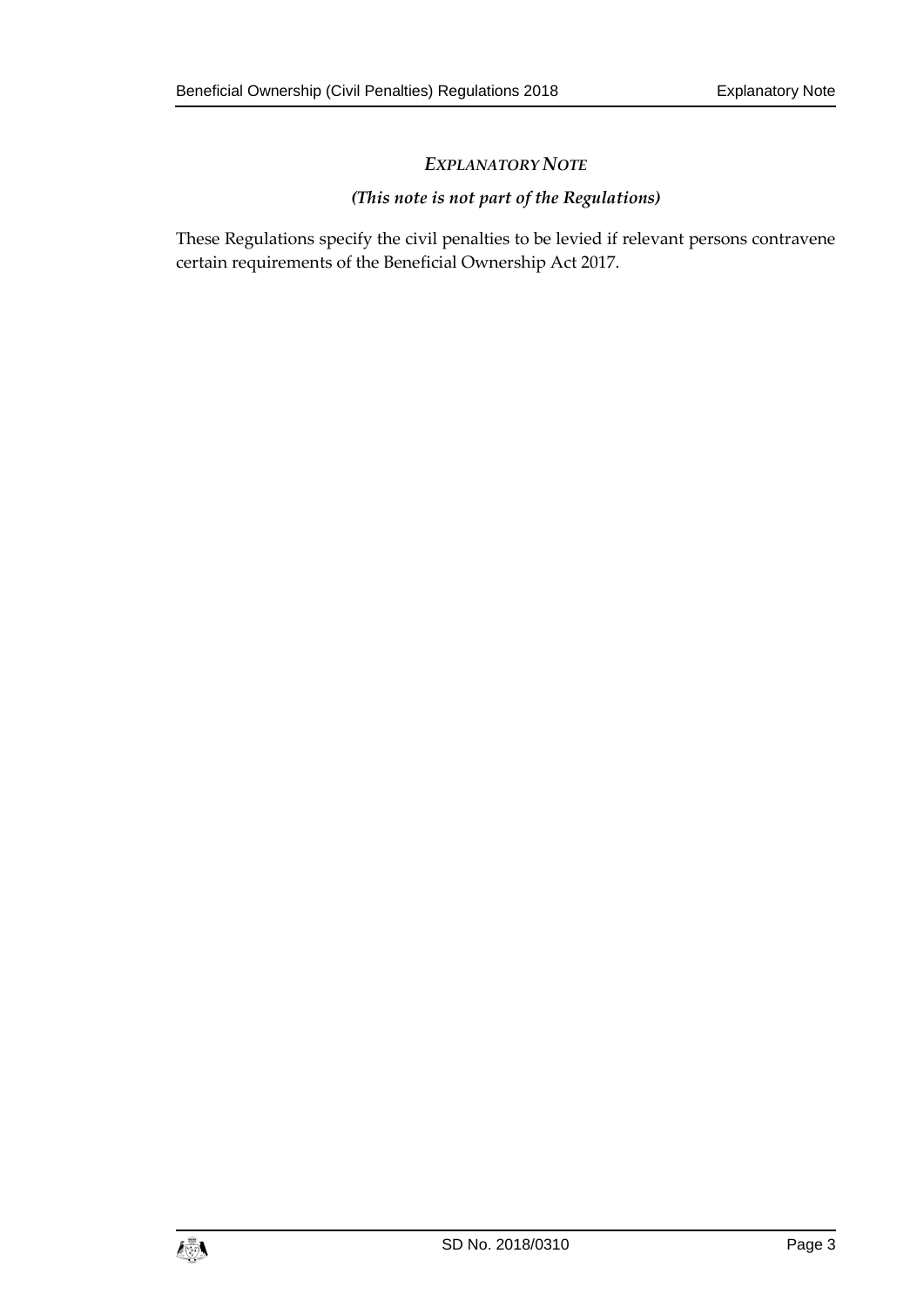## *EXPLANATORY NOTE*

***(This note is not part of the Regulations)***

These Regulations specify the civil penalties to be levied if relevant persons contravene certain requirements of the Beneficial Ownership Act 2017.